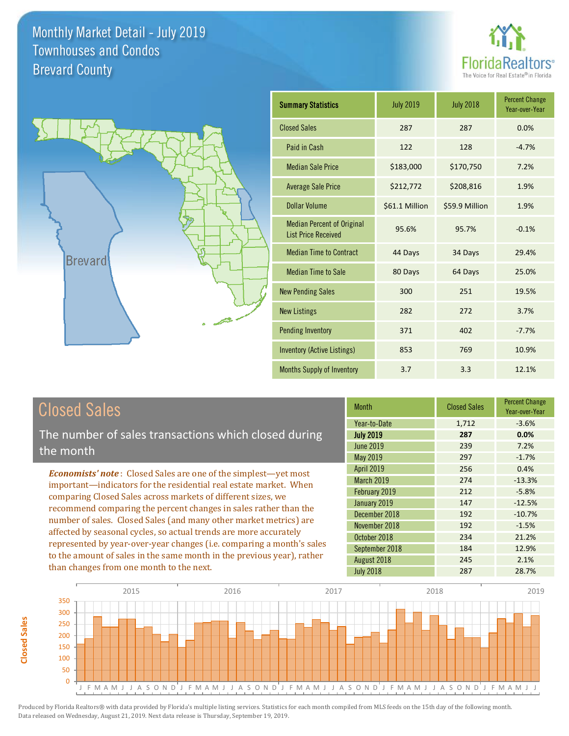# Monthly Market Detail - July 2019
## Townhouses and Condos
## Brevard County

| Summary Statistics | July 2019 | July 2018 | Percent Change Year-over-Year |
|---|---|---|---|
| Closed Sales | 287 | 287 | 0.0% |
| Paid in Cash | 122 | 128 | -4.7% |
| Median Sale Price | $183,000 | $170,750 | 7.2% |
| Average Sale Price | $212,772 | $208,816 | 1.9% |
| Dollar Volume | $61.1 Million | $59.9 Million | 1.9% |
| Median Percent of Original List Price Received | 95.6% | 95.7% | -0.1% |
| Median Time to Contract | 44 Days | 34 Days | 29.4% |
| Median Time to Sale | 80 Days | 64 Days | 25.0% |
| New Pending Sales | 300 | 251 | 19.5% |
| New Listings | 282 | 272 | 3.7% |
| Pending Inventory | 371 | 402 | -7.7% |
| Inventory (Active Listings) | 853 | 769 | 10.9% |
| Months Supply of Inventory | 3.7 | 3.3 | 12.1% |

## Closed Sales

The number of sales transactions which closed during the month

***Economists' note***: Closed Sales are one of the simplest—yet most important—indicators for the residential real estate market. When comparing Closed Sales across markets of different sizes, we recommend comparing the percent changes in sales rather than the number of sales. Closed Sales (and many other market metrics) are affected by seasonal cycles, so actual trends are more accurately represented by year-over-year changes (i.e. comparing a month's sales to the amount of sales in the same month in the previous year), rather than changes from one month to the next.

| Month | Closed Sales | Percent Change Year-over-Year |
|---|---|---|
| Year-to-Date | 1,712 | -3.6% |
| **July 2019** | **287** | **0.0%** |
| June 2019 | 239 | 7.2% |
| May 2019 | 297 | -1.7% |
| April 2019 | 256 | 0.4% |
| March 2019 | 274 | -13.3% |
| February 2019 | 212 | -5.8% |
| January 2019 | 147 | -12.5% |
| December 2018 | 192 | -10.7% |
| November 2018 | 192 | -1.5% |
| October 2018 | 234 | 21.2% |
| September 2018 | 184 | 12.9% |
| August 2018 | 245 | 2.1% |
| July 2018 | 287 | 28.7% |

Produced by Florida Realtors® with data provided by Florida's multiple listing services. Statistics for each month compiled from MLS feeds on the 15th day of the following month. Data released on Wednesday, August 21, 2019. Next data release is Thursday, September 19, 2019.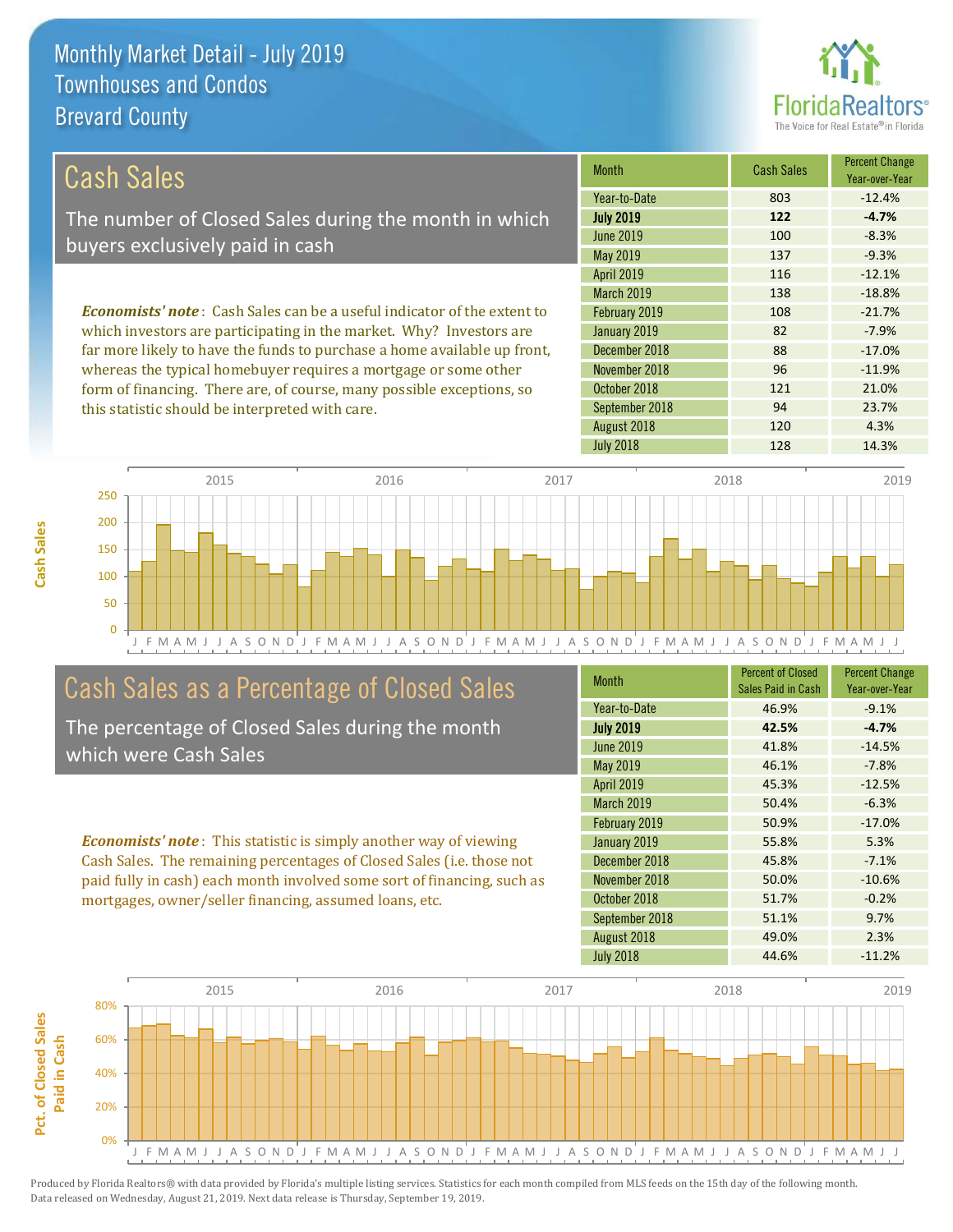# Monthly Market Detail - July 2019
## Townhouses and Condos
## Brevard County

## Cash Sales

The number of Closed Sales during the month in which buyers exclusively paid in cash

*Economists' note*: Cash Sales can be a useful indicator of the extent to which investors are participating in the market. Why? Investors are far more likely to have the funds to purchase a home available up front, whereas the typical homebuyer requires a mortgage or some other form of financing. There are, of course, many possible exceptions, so this statistic should be interpreted with care.

| Month | Cash Sales | Percent Change Year-over-Year |
|---|---|---|
| Year-to-Date | 803 | -12.4% |
| **July 2019** | **122** | **-4.7%** |
| June 2019 | 100 | -8.3% |
| May 2019 | 137 | -9.3% |
| April 2019 | 116 | -12.1% |
| March 2019 | 138 | -18.8% |
| February 2019 | 108 | -21.7% |
| January 2019 | 82 | -7.9% |
| December 2018 | 88 | -17.0% |
| November 2018 | 96 | -11.9% |
| October 2018 | 121 | 21.0% |
| September 2018 | 94 | 23.7% |
| August 2018 | 120 | 4.3% |
| July 2018 | 128 | 14.3% |

## Cash Sales as a Percentage of Closed Sales

The percentage of Closed Sales during the month which were Cash Sales

*Economists' note*: This statistic is simply another way of viewing Cash Sales. The remaining percentages of Closed Sales (i.e. those not paid fully in cash) each month involved some sort of financing, such as mortgages, owner/seller financing, assumed loans, etc.

| Month | Percent of Closed Sales Paid in Cash | Percent Change Year-over-Year |
|---|---|---|
| Year-to-Date | 46.9% | -9.1% |
| **July 2019** | **42.5%** | **-4.7%** |
| June 2019 | 41.8% | -14.5% |
| May 2019 | 46.1% | -7.8% |
| April 2019 | 45.3% | -12.5% |
| March 2019 | 50.4% | -6.3% |
| February 2019 | 50.9% | -17.0% |
| January 2019 | 55.8% | 5.3% |
| December 2018 | 45.8% | -7.1% |
| November 2018 | 50.0% | -10.6% |
| October 2018 | 51.7% | -0.2% |
| September 2018 | 51.1% | 9.7% |
| August 2018 | 49.0% | 2.3% |
| July 2018 | 44.6% | -11.2% |

Produced by Florida Realtors® with data provided by Florida's multiple listing services. Statistics for each month compiled from MLS feeds on the 15th day of the following month. Data released on Wednesday, August 21, 2019. Next data release is Thursday, September 19, 2019.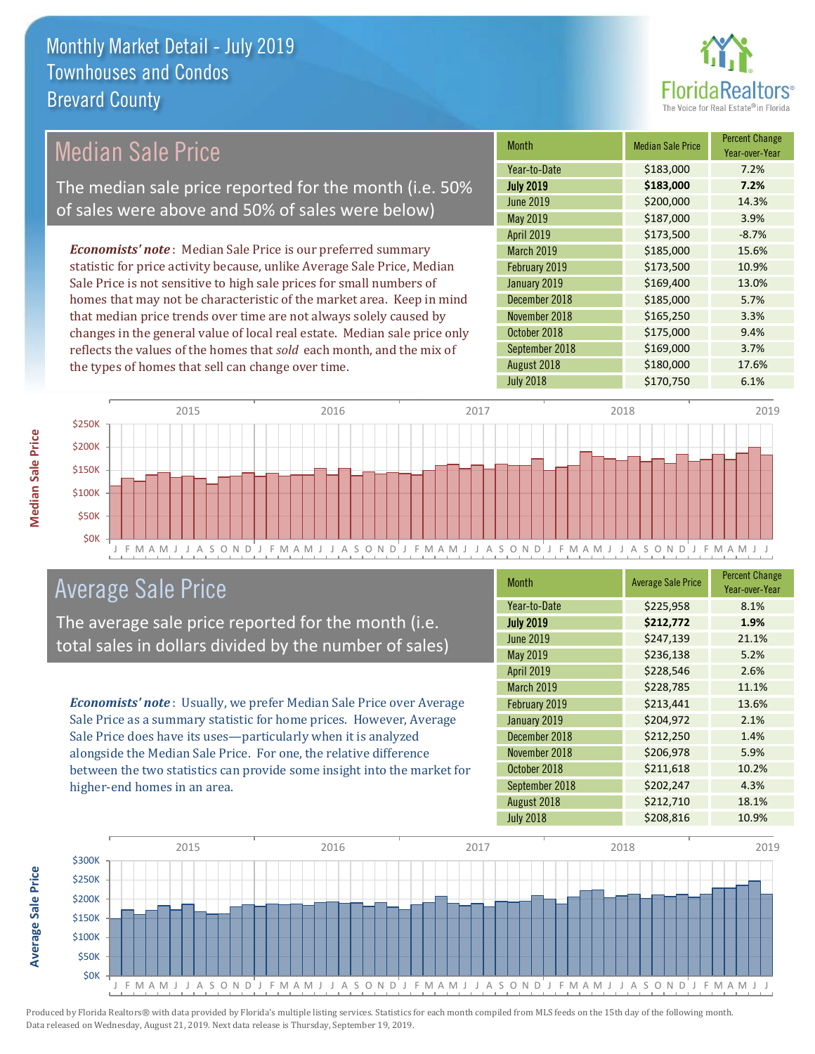# Monthly Market Detail - July 2019
## Townhouses and Condos
## Brevard County

## Median Sale Price

The median sale price reported for the month (i.e. 50% of sales were above and 50% of sales were below)

***Economists' note***: Median Sale Price is our preferred summary statistic for price activity because, unlike Average Sale Price, Median Sale Price is not sensitive to high sale prices for small numbers of homes that may not be characteristic of the market area. Keep in mind that median price trends over time are not always solely caused by changes in the general value of local real estate. Median sale price only reflects the values of the homes that *sold* each month, and the mix of the types of homes that sell can change over time.

| Month | Median Sale Price | Percent Change Year-over-Year |
|---|---|---|
| Year-to-Date | $183,000 | 7.2% |
| **July 2019** | **$183,000** | **7.2%** |
| June 2019 | $200,000 | 14.3% |
| May 2019 | $187,000 | 3.9% |
| April 2019 | $173,500 | -8.7% |
| March 2019 | $185,000 | 15.6% |
| February 2019 | $173,500 | 10.9% |
| January 2019 | $169,400 | 13.0% |
| December 2018 | $185,000 | 5.7% |
| November 2018 | $165,250 | 3.3% |
| October 2018 | $175,000 | 9.4% |
| September 2018 | $169,000 | 3.7% |
| August 2018 | $180,000 | 17.6% |
| July 2018 | $170,750 | 6.1% |

## Average Sale Price

The average sale price reported for the month (i.e. total sales in dollars divided by the number of sales)

***Economists' note***: Usually, we prefer Median Sale Price over Average Sale Price as a summary statistic for home prices. However, Average Sale Price does have its uses—particularly when it is analyzed alongside the Median Sale Price. For one, the relative difference between the two statistics can provide some insight into the market for higher-end homes in an area.

| Month | Average Sale Price | Percent Change Year-over-Year |
|---|---|---|
| Year-to-Date | $225,958 | 8.1% |
| **July 2019** | **$212,772** | **1.9%** |
| June 2019 | $247,139 | 21.1% |
| May 2019 | $236,138 | 5.2% |
| April 2019 | $228,546 | 2.6% |
| March 2019 | $228,785 | 11.1% |
| February 2019 | $213,441 | 13.6% |
| January 2019 | $204,972 | 2.1% |
| December 2018 | $212,250 | 1.4% |
| November 2018 | $206,978 | 5.9% |
| October 2018 | $211,618 | 10.2% |
| September 2018 | $202,247 | 4.3% |
| August 2018 | $212,710 | 18.1% |
| July 2018 | $208,816 | 10.9% |

Produced by Florida Realtors® with data provided by Florida's multiple listing services. Statistics for each month compiled from MLS feeds on the 15th day of the following month. Data released on Wednesday, August 21, 2019. Next data release is Thursday, September 19, 2019.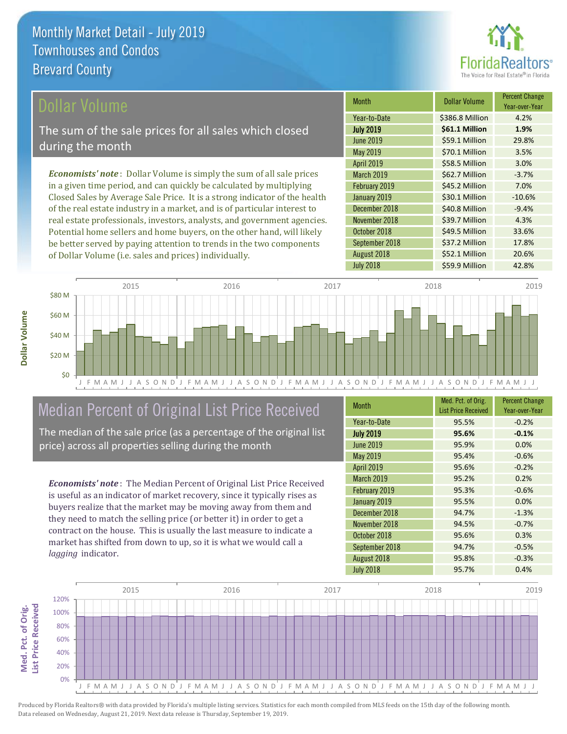# Monthly Market Detail - July 2019
## Townhouses and Condos
## Brevard County

## Dollar Volume

The sum of the sale prices for all sales which closed during the month

*Economists' note*: Dollar Volume is simply the sum of all sale prices in a given time period, and can quickly be calculated by multiplying Closed Sales by Average Sale Price. It is a strong indicator of the health of the real estate industry in a market, and is of particular interest to real estate professionals, investors, analysts, and government agencies. Potential home sellers and home buyers, on the other hand, will likely be better served by paying attention to trends in the two components of Dollar Volume (i.e. sales and prices) individually.

| Month | Dollar Volume | Percent Change Year-over-Year |
|---|---|---|
| Year-to-Date | $386.8 Million | 4.2% |
| **July 2019** | **$61.1 Million** | **1.9%** |
| June 2019 | $59.1 Million | 29.8% |
| May 2019 | $70.1 Million | 3.5% |
| April 2019 | $58.5 Million | 3.0% |
| March 2019 | $62.7 Million | -3.7% |
| February 2019 | $45.2 Million | 7.0% |
| January 2019 | $30.1 Million | -10.6% |
| December 2018 | $40.8 Million | -9.4% |
| November 2018 | $39.7 Million | 4.3% |
| October 2018 | $49.5 Million | 33.6% |
| September 2018 | $37.2 Million | 17.8% |
| August 2018 | $52.1 Million | 20.6% |
| July 2018 | $59.9 Million | 42.8% |

## Median Percent of Original List Price Received

The median of the sale price (as a percentage of the original list price) across all properties selling during the month

*Economists' note*: The Median Percent of Original List Price Received is useful as an indicator of market recovery, since it typically rises as buyers realize that the market may be moving away from them and they need to match the selling price (or better it) in order to get a contract on the house. This is usually the last measure to indicate a market has shifted from down to up, so it is what we would call a *lagging* indicator.

| Month | Med. Pct. of Orig. List Price Received | Percent Change Year-over-Year |
|---|---|---|
| Year-to-Date | 95.5% | -0.2% |
| **July 2019** | **95.6%** | **-0.1%** |
| June 2019 | 95.9% | 0.0% |
| May 2019 | 95.4% | -0.6% |
| April 2019 | 95.6% | -0.2% |
| March 2019 | 95.2% | 0.2% |
| February 2019 | 95.3% | -0.6% |
| January 2019 | 95.5% | 0.0% |
| December 2018 | 94.7% | -1.3% |
| November 2018 | 94.5% | -0.7% |
| October 2018 | 95.6% | 0.3% |
| September 2018 | 94.7% | -0.5% |
| August 2018 | 95.8% | -0.3% |
| July 2018 | 95.7% | 0.4% |

Produced by Florida Realtors® with data provided by Florida's multiple listing services. Statistics for each month compiled from MLS feeds on the 15th day of the following month. Data released on Wednesday, August 21, 2019. Next data release is Thursday, September 19, 2019.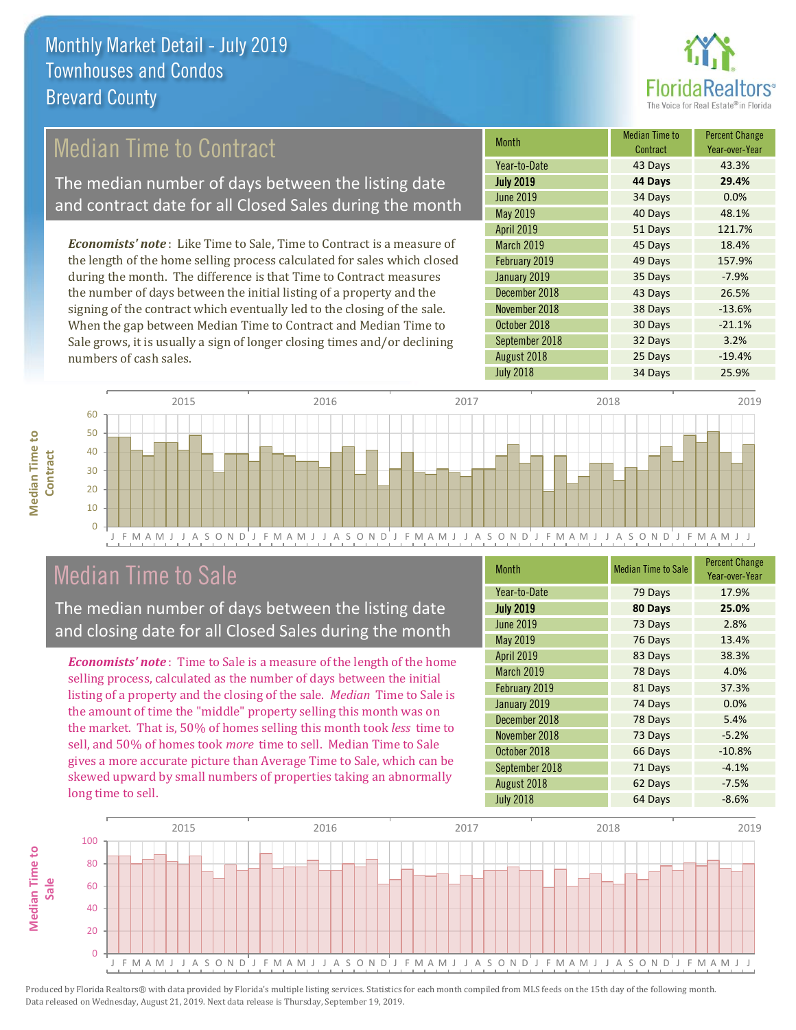# Monthly Market Detail - July 2019
## Townhouses and Condos
## Brevard County

## Median Time to Contract

The median number of days between the listing date and contract date for all Closed Sales during the month

*Economists' note*: Like Time to Sale, Time to Contract is a measure of the length of the home selling process calculated for sales which closed during the month. The difference is that Time to Contract measures the number of days between the initial listing of a property and the signing of the contract which eventually led to the closing of the sale. When the gap between Median Time to Contract and Median Time to Sale grows, it is usually a sign of longer closing times and/or declining numbers of cash sales.

| Month | Median Time to Contract | Percent Change Year-over-Year |
|---|---|---|
| Year-to-Date | 43 Days | 43.3% |
| **July 2019** | **44 Days** | **29.4%** |
| June 2019 | 34 Days | 0.0% |
| May 2019 | 40 Days | 48.1% |
| April 2019 | 51 Days | 121.7% |
| March 2019 | 45 Days | 18.4% |
| February 2019 | 49 Days | 157.9% |
| January 2019 | 35 Days | -7.9% |
| December 2018 | 43 Days | 26.5% |
| November 2018 | 38 Days | -13.6% |
| October 2018 | 30 Days | -21.1% |
| September 2018 | 32 Days | 3.2% |
| August 2018 | 25 Days | -19.4% |
| July 2018 | 34 Days | 25.9% |

## Median Time to Sale

The median number of days between the listing date and closing date for all Closed Sales during the month

*Economists' note*: Time to Sale is a measure of the length of the home selling process, calculated as the number of days between the initial listing of a property and the closing of the sale. *Median* Time to Sale is the amount of time the "middle" property selling this month was on the market. That is, 50% of homes selling this month took *less* time to sell, and 50% of homes took *more* time to sell. Median Time to Sale gives a more accurate picture than Average Time to Sale, which can be skewed upward by small numbers of properties taking an abnormally long time to sell.

| Month | Median Time to Sale | Percent Change Year-over-Year |
|---|---|---|
| Year-to-Date | 79 Days | 17.9% |
| **July 2019** | **80 Days** | **25.0%** |
| June 2019 | 73 Days | 2.8% |
| May 2019 | 76 Days | 13.4% |
| April 2019 | 83 Days | 38.3% |
| March 2019 | 78 Days | 4.0% |
| February 2019 | 81 Days | 37.3% |
| January 2019 | 74 Days | 0.0% |
| December 2018 | 78 Days | 5.4% |
| November 2018 | 73 Days | -5.2% |
| October 2018 | 66 Days | -10.8% |
| September 2018 | 71 Days | -4.1% |
| August 2018 | 62 Days | -7.5% |
| July 2018 | 64 Days | -8.6% |

Produced by Florida Realtors® with data provided by Florida's multiple listing services. Statistics for each month compiled from MLS feeds on the 15th day of the following month. Data released on Wednesday, August 21, 2019. Next data release is Thursday, September 19, 2019.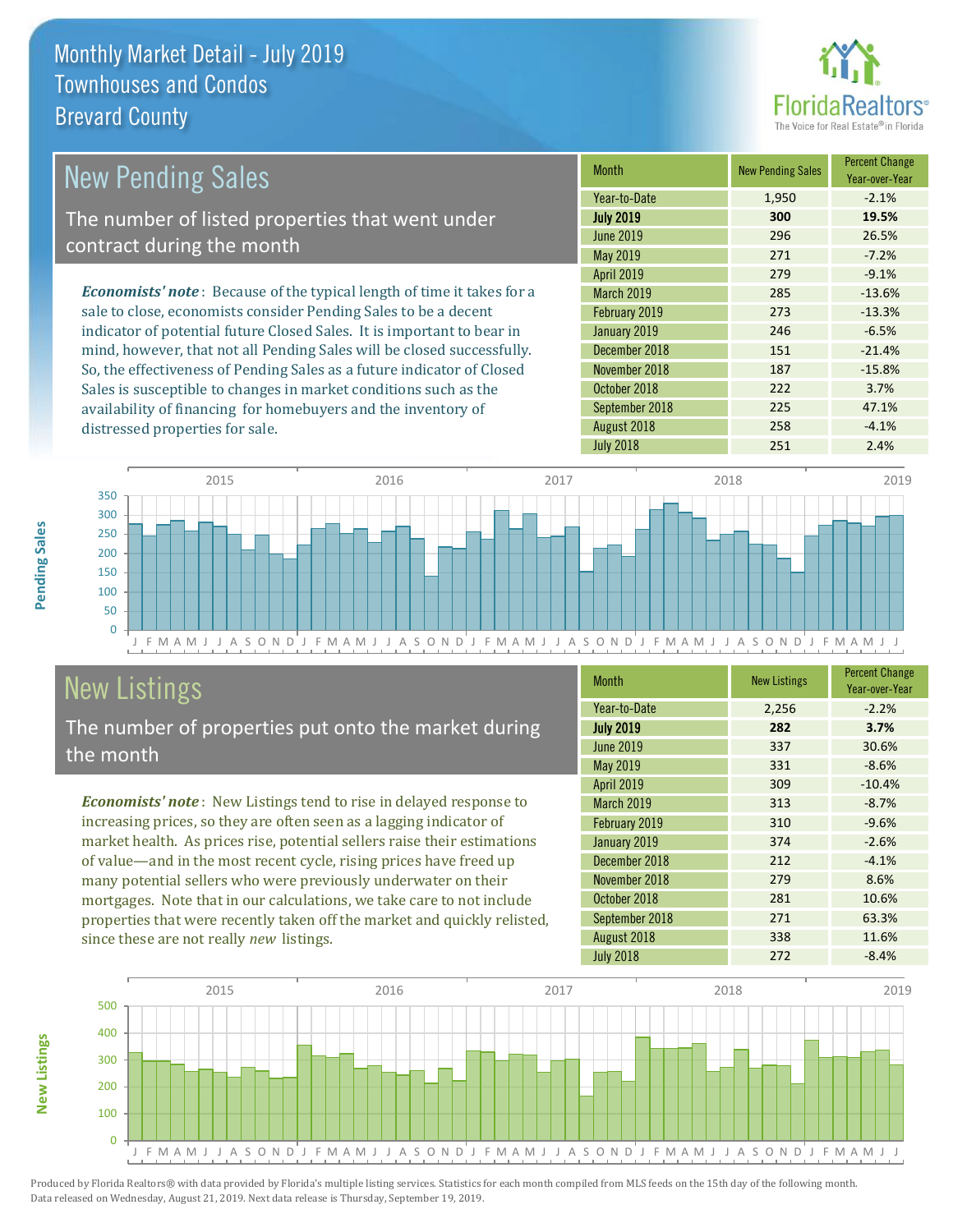Monthly Market Detail - July 2019
Townhouses and Condos
Brevard County

## New Pending Sales

The number of listed properties that went under contract during the month

*Economists' note*: Because of the typical length of time it takes for a sale to close, economists consider Pending Sales to be a decent indicator of potential future Closed Sales. It is important to bear in mind, however, that not all Pending Sales will be closed successfully. So, the effectiveness of Pending Sales as a future indicator of Closed Sales is susceptible to changes in market conditions such as the availability of financing for homebuyers and the inventory of distressed properties for sale.

| Month | New Pending Sales | Percent Change Year-over-Year |
|---|---|---|
| Year-to-Date | 1,950 | -2.1% |
| **July 2019** | **300** | **19.5%** |
| June 2019 | 296 | 26.5% |
| May 2019 | 271 | -7.2% |
| April 2019 | 279 | -9.1% |
| March 2019 | 285 | -13.6% |
| February 2019 | 273 | -13.3% |
| January 2019 | 246 | -6.5% |
| December 2018 | 151 | -21.4% |
| November 2018 | 187 | -15.8% |
| October 2018 | 222 | 3.7% |
| September 2018 | 225 | 47.1% |
| August 2018 | 258 | -4.1% |
| July 2018 | 251 | 2.4% |

## New Listings

The number of properties put onto the market during the month

*Economists' note*: New Listings tend to rise in delayed response to increasing prices, so they are often seen as a lagging indicator of market health. As prices rise, potential sellers raise their estimations of value—and in the most recent cycle, rising prices have freed up many potential sellers who were previously underwater on their mortgages. Note that in our calculations, we take care to not include properties that were recently taken off the market and quickly relisted, since these are not really *new* listings.

| Month | New Listings | Percent Change Year-over-Year |
|---|---|---|
| Year-to-Date | 2,256 | -2.2% |
| **July 2019** | **282** | **3.7%** |
| June 2019 | 337 | 30.6% |
| May 2019 | 331 | -8.6% |
| April 2019 | 309 | -10.4% |
| March 2019 | 313 | -8.7% |
| February 2019 | 310 | -9.6% |
| January 2019 | 374 | -2.6% |
| December 2018 | 212 | -4.1% |
| November 2018 | 279 | 8.6% |
| October 2018 | 281 | 10.6% |
| September 2018 | 271 | 63.3% |
| August 2018 | 338 | 11.6% |
| July 2018 | 272 | -8.4% |

Produced by Florida Realtors® with data provided by Florida's multiple listing services. Statistics for each month compiled from MLS feeds on the 15th day of the following month. Data released on Wednesday, August 21, 2019. Next data release is Thursday, September 19, 2019.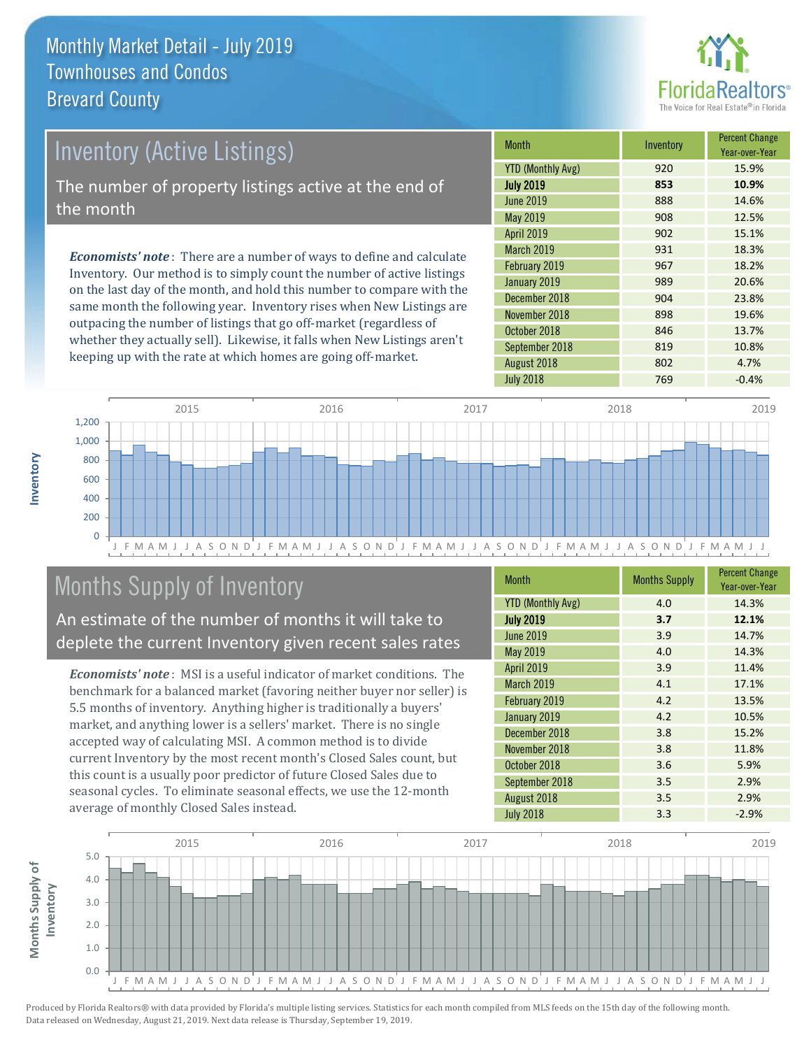# Monthly Market Detail - July 2019
## Townhouses and Condos
## Brevard County

## Inventory (Active Listings)

The number of property listings active at the end of the month

***Economists' note***: There are a number of ways to define and calculate Inventory. Our method is to simply count the number of active listings on the last day of the month, and hold this number to compare with the same month the following year. Inventory rises when New Listings are outpacing the number of listings that go off-market (regardless of whether they actually sell). Likewise, it falls when New Listings aren't keeping up with the rate at which homes are going off-market.

| Month | Inventory | Percent Change Year-over-Year |
|---|---|---|
| YTD (Monthly Avg) | 920 | 15.9% |
| **July 2019** | **853** | **10.9%** |
| June 2019 | 888 | 14.6% |
| May 2019 | 908 | 12.5% |
| April 2019 | 902 | 15.1% |
| March 2019 | 931 | 18.3% |
| February 2019 | 967 | 18.2% |
| January 2019 | 989 | 20.6% |
| December 2018 | 904 | 23.8% |
| November 2018 | 898 | 19.6% |
| October 2018 | 846 | 13.7% |
| September 2018 | 819 | 10.8% |
| August 2018 | 802 | 4.7% |
| July 2018 | 769 | -0.4% |

## Months Supply of Inventory

An estimate of the number of months it will take to deplete the current Inventory given recent sales rates

***Economists' note***: MSI is a useful indicator of market conditions. The benchmark for a balanced market (favoring neither buyer nor seller) is 5.5 months of inventory. Anything higher is traditionally a buyers' market, and anything lower is a sellers' market. There is no single accepted way of calculating MSI. A common method is to divide current Inventory by the most recent month's Closed Sales count, but this count is a usually poor predictor of future Closed Sales due to seasonal cycles. To eliminate seasonal effects, we use the 12-month average of monthly Closed Sales instead.

| Month | Months Supply | Percent Change Year-over-Year |
|---|---|---|
| YTD (Monthly Avg) | 4.0 | 14.3% |
| **July 2019** | **3.7** | **12.1%** |
| June 2019 | 3.9 | 14.7% |
| May 2019 | 4.0 | 14.3% |
| April 2019 | 3.9 | 11.4% |
| March 2019 | 4.1 | 17.1% |
| February 2019 | 4.2 | 13.5% |
| January 2019 | 4.2 | 10.5% |
| December 2018 | 3.8 | 15.2% |
| November 2018 | 3.8 | 11.8% |
| October 2018 | 3.6 | 5.9% |
| September 2018 | 3.5 | 2.9% |
| August 2018 | 3.5 | 2.9% |
| July 2018 | 3.3 | -2.9% |

Produced by Florida Realtors® with data provided by Florida's multiple listing services. Statistics for each month compiled from MLS feeds on the 15th day of the following month. Data released on Wednesday, August 21, 2019. Next data release is Thursday, September 19, 2019.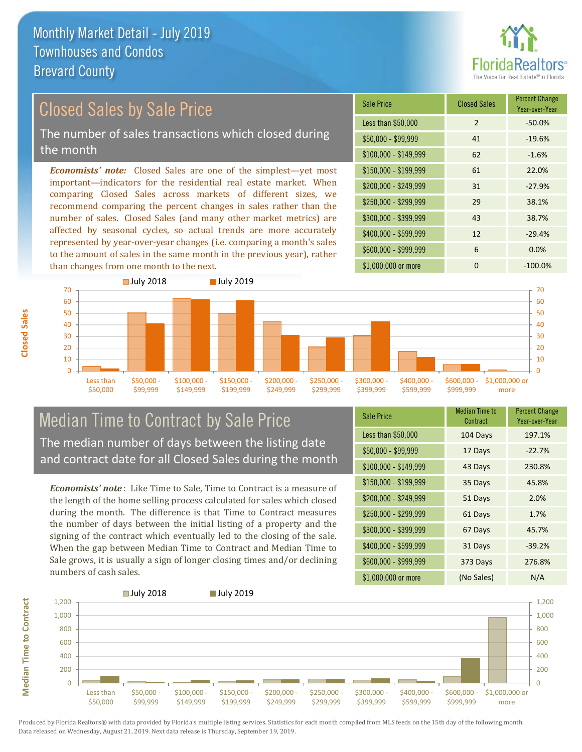# Monthly Market Detail - July 2019
## Townhouses and Condos
## Brevard County

## Closed Sales by Sale Price

The number of sales transactions which closed during the month

*Economists' note:* Closed Sales are one of the simplest—yet most important—indicators for the residential real estate market. When comparing Closed Sales across markets of different sizes, we recommend comparing the percent changes in sales rather than the number of sales. Closed Sales (and many other market metrics) are affected by seasonal cycles, so actual trends are more accurately represented by year-over-year changes (i.e. comparing a month's sales to the amount of sales in the same month in the previous year), rather than changes from one month to the next.

| Sale Price | Closed Sales | Percent Change Year-over-Year |
|---|---|---|
| Less than $50,000 | 2 | -50.0% |
| $50,000 - $99,999 | 41 | -19.6% |
| $100,000 - $149,999 | 62 | -1.6% |
| $150,000 - $199,999 | 61 | 22.0% |
| $200,000 - $249,999 | 31 | -27.9% |
| $250,000 - $299,999 | 29 | 38.1% |
| $300,000 - $399,999 | 43 | 38.7% |
| $400,000 - $599,999 | 12 | -29.4% |
| $600,000 - $999,999 | 6 | 0.0% |
| $1,000,000 or more | 0 | -100.0% |

## Median Time to Contract by Sale Price

The median number of days between the listing date and contract date for all Closed Sales during the month

*Economists' note*: Like Time to Sale, Time to Contract is a measure of the length of the home selling process calculated for sales which closed during the month. The difference is that Time to Contract measures the number of days between the initial listing of a property and the signing of the contract which eventually led to the closing of the sale. When the gap between Median Time to Contract and Median Time to Sale grows, it is usually a sign of longer closing times and/or declining numbers of cash sales.

| Sale Price | Median Time to Contract | Percent Change Year-over-Year |
|---|---|---|
| Less than $50,000 | 104 Days | 197.1% |
| $50,000 - $99,999 | 17 Days | -22.7% |
| $100,000 - $149,999 | 43 Days | 230.8% |
| $150,000 - $199,999 | 35 Days | 45.8% |
| $200,000 - $249,999 | 51 Days | 2.0% |
| $250,000 - $299,999 | 61 Days | 1.7% |
| $300,000 - $399,999 | 67 Days | 45.7% |
| $400,000 - $599,999 | 31 Days | -39.2% |
| $600,000 - $999,999 | 373 Days | 276.8% |
| $1,000,000 or more | (No Sales) | N/A |

Produced by Florida Realtors® with data provided by Florida's multiple listing services. Statistics for each month compiled from MLS feeds on the 15th day of the following month. Data released on Wednesday, August 21, 2019. Next data release is Thursday, September 19, 2019.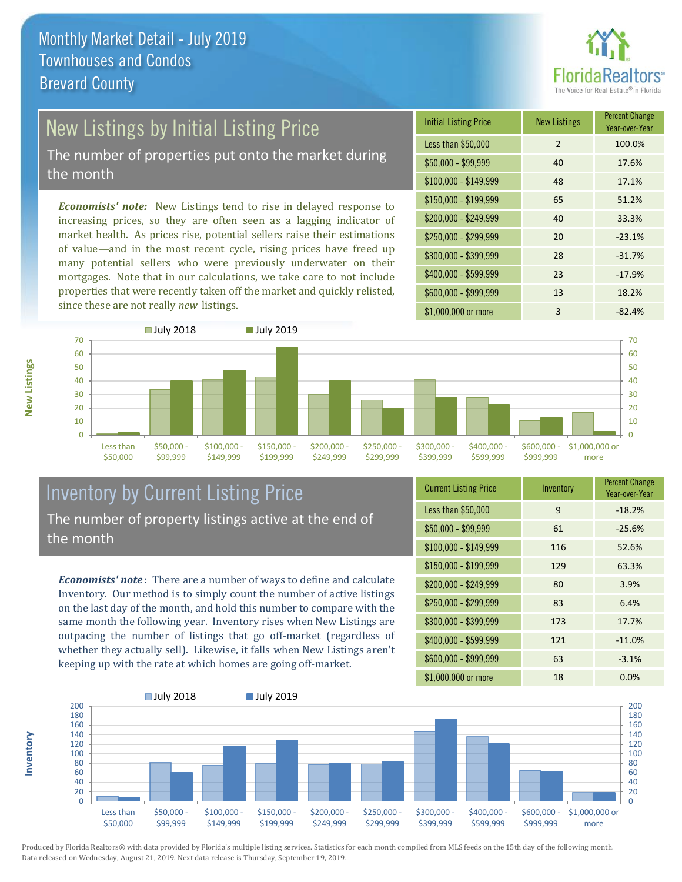# Monthly Market Detail - July 2019
## Townhouses and Condos
## Brevard County

## New Listings by Initial Listing Price

The number of properties put onto the market during the month

***Economists' note:*** New Listings tend to rise in delayed response to increasing prices, so they are often seen as a lagging indicator of market health. As prices rise, potential sellers raise their estimations of value—and in the most recent cycle, rising prices have freed up many potential sellers who were previously underwater on their mortgages. Note that in our calculations, we take care to not include properties that were recently taken off the market and quickly relisted, since these are not really *new* listings.

| Initial Listing Price | New Listings | Percent Change Year-over-Year |
|---|---|---|
| Less than $50,000 | 2 | 100.0% |
| $50,000 - $99,999 | 40 | 17.6% |
| $100,000 - $149,999 | 48 | 17.1% |
| $150,000 - $199,999 | 65 | 51.2% |
| $200,000 - $249,999 | 40 | 33.3% |
| $250,000 - $299,999 | 20 | -23.1% |
| $300,000 - $399,999 | 28 | -31.7% |
| $400,000 - $599,999 | 23 | -17.9% |
| $600,000 - $999,999 | 13 | 18.2% |
| $1,000,000 or more | 3 | -82.4% |

## Inventory by Current Listing Price

The number of property listings active at the end of the month

***Economists' note***: There are a number of ways to define and calculate Inventory. Our method is to simply count the number of active listings on the last day of the month, and hold this number to compare with the same month the following year. Inventory rises when New Listings are outpacing the number of listings that go off-market (regardless of whether they actually sell). Likewise, it falls when New Listings aren't keeping up with the rate at which homes are going off-market.

| Current Listing Price | Inventory | Percent Change Year-over-Year |
|---|---|---|
| Less than $50,000 | 9 | -18.2% |
| $50,000 - $99,999 | 61 | -25.6% |
| $100,000 - $149,999 | 116 | 52.6% |
| $150,000 - $199,999 | 129 | 63.3% |
| $200,000 - $249,999 | 80 | 3.9% |
| $250,000 - $299,999 | 83 | 6.4% |
| $300,000 - $399,999 | 173 | 17.7% |
| $400,000 - $599,999 | 121 | -11.0% |
| $600,000 - $999,999 | 63 | -3.1% |
| $1,000,000 or more | 18 | 0.0% |

Produced by Florida Realtors® with data provided by Florida's multiple listing services. Statistics for each month compiled from MLS feeds on the 15th day of the following month. Data released on Wednesday, August 21, 2019. Next data release is Thursday, September 19, 2019.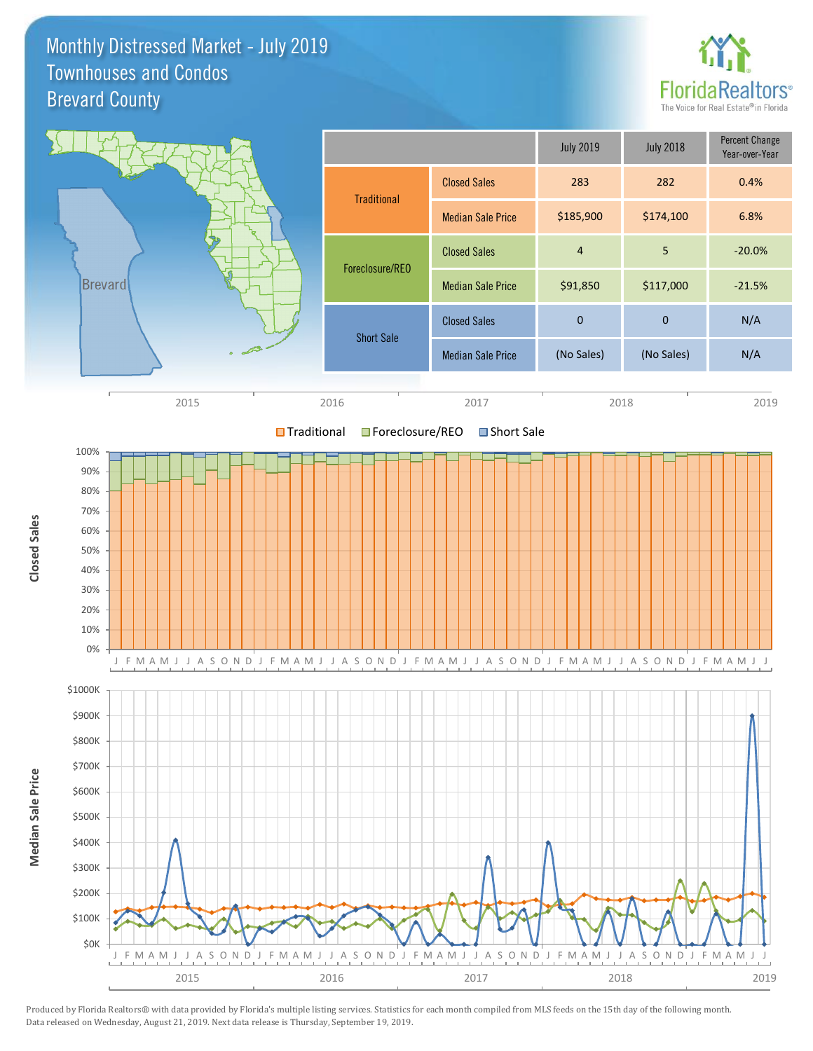# Monthly Distressed Market - July 2019
## Townhouses and Condos
## Brevard County

FloridaRealtors® The Voice for Real Estate® in Florida

Brevard

| | | July 2019 | July 2018 | Percent Change Year-over-Year |
|---|---|---|---|---|
| Traditional | Closed Sales | 283 | 282 | 0.4% |
| | Median Sale Price | $185,900 | $174,100 | 6.8% |
| Foreclosure/REO | Closed Sales | 4 | 5 | -20.0% |
| | Median Sale Price | $91,850 | $117,000 | -21.5% |
| Short Sale | Closed Sales | 0 | 0 | N/A |
| | Median Sale Price | (No Sales) | (No Sales) | N/A |

2015 2016 2017 2018 2019

Traditional Foreclosure/REO Short Sale

Closed Sales

100% 90% 80% 70% 60% 50% 40% 30% 20% 10% 0%

J F M A M J J A S O N D J F M A M J J A S O N D J F M A M J J A S O N D J F M A M J J A S O N D J F M A M J J

Median Sale Price

$1000K $900K $800K $700K $600K $500K $400K $300K $200K $100K $0K

J F M A M J J A S O N D J F M A M J J A S O N D J F M A M J J A S O N D J F M A M J J A S O N D J F M A M J J

2015 2016 2017 2018 2019

Produced by Florida Realtors® with data provided by Florida's multiple listing services. Statistics for each month compiled from MLS feeds on the 15th day of the following month. Data released on Wednesday, August 21, 2019. Next data release is Thursday, September 19, 2019.